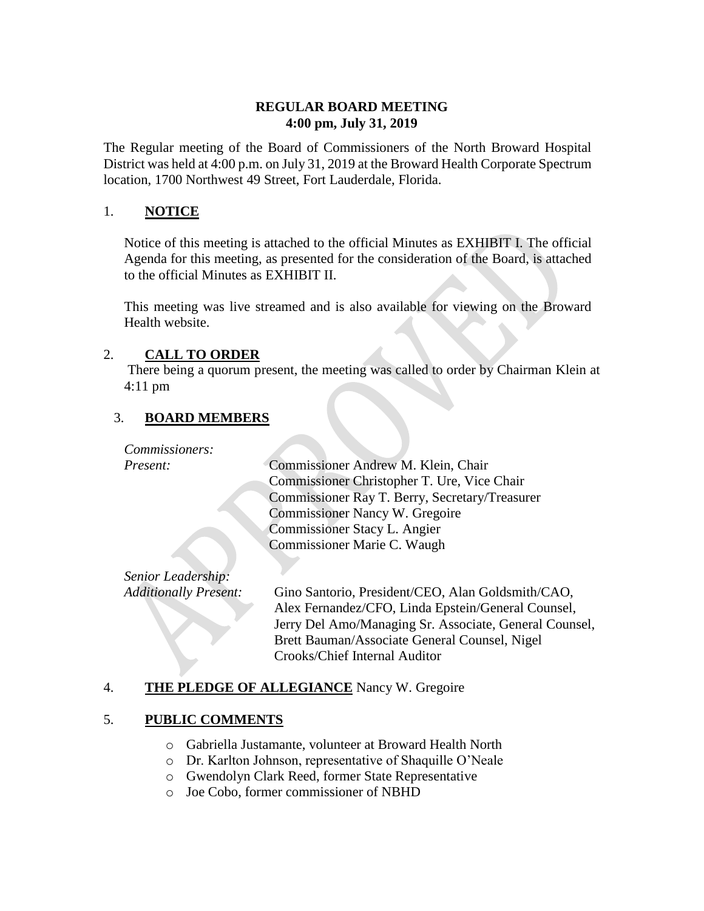**REGULAR BOARD MEETING**
**4:00 pm, July 31, 2019**

The Regular meeting of the Board of Commissioners of the North Broward Hospital District was held at 4:00 p.m. on July 31, 2019 at the Broward Health Corporate Spectrum location, 1700 Northwest 49 Street, Fort Lauderdale, Florida.

1. **NOTICE**

   Notice of this meeting is attached to the official Minutes as EXHIBIT I. The official Agenda for this meeting, as presented for the consideration of the Board, is attached to the official Minutes as EXHIBIT II.

   This meeting was live streamed and is also available for viewing on the Broward Health website.

2. **CALL TO ORDER**

   There being a quorum present, the meeting was called to order by Chairman Klein at 4:11 pm

3. **BOARD MEMBERS**

   *Commissioners:*
   *Present:*
   Commissioner Andrew M. Klein, Chair
   Commissioner Christopher T. Ure, Vice Chair
   Commissioner Ray T. Berry, Secretary/Treasurer
   Commissioner Nancy W. Gregoire
   Commissioner Stacy L. Angier
   Commissioner Marie C. Waugh

   *Senior Leadership:*
   *Additionally Present:*
   Gino Santorio, President/CEO, Alan Goldsmith/CAO, Alex Fernandez/CFO, Linda Epstein/General Counsel, Jerry Del Amo/Managing Sr. Associate, General Counsel, Brett Bauman/Associate General Counsel, Nigel Crooks/Chief Internal Auditor

4. **THE PLEDGE OF ALLEGIANCE** Nancy W. Gregoire

5. **PUBLIC COMMENTS**

   - Gabriella Justamante, volunteer at Broward Health North
   - Dr. Karlton Johnson, representative of Shaquille O'Neale
   - Gwendolyn Clark Reed, former State Representative
   - Joe Cobo, former commissioner of NBHD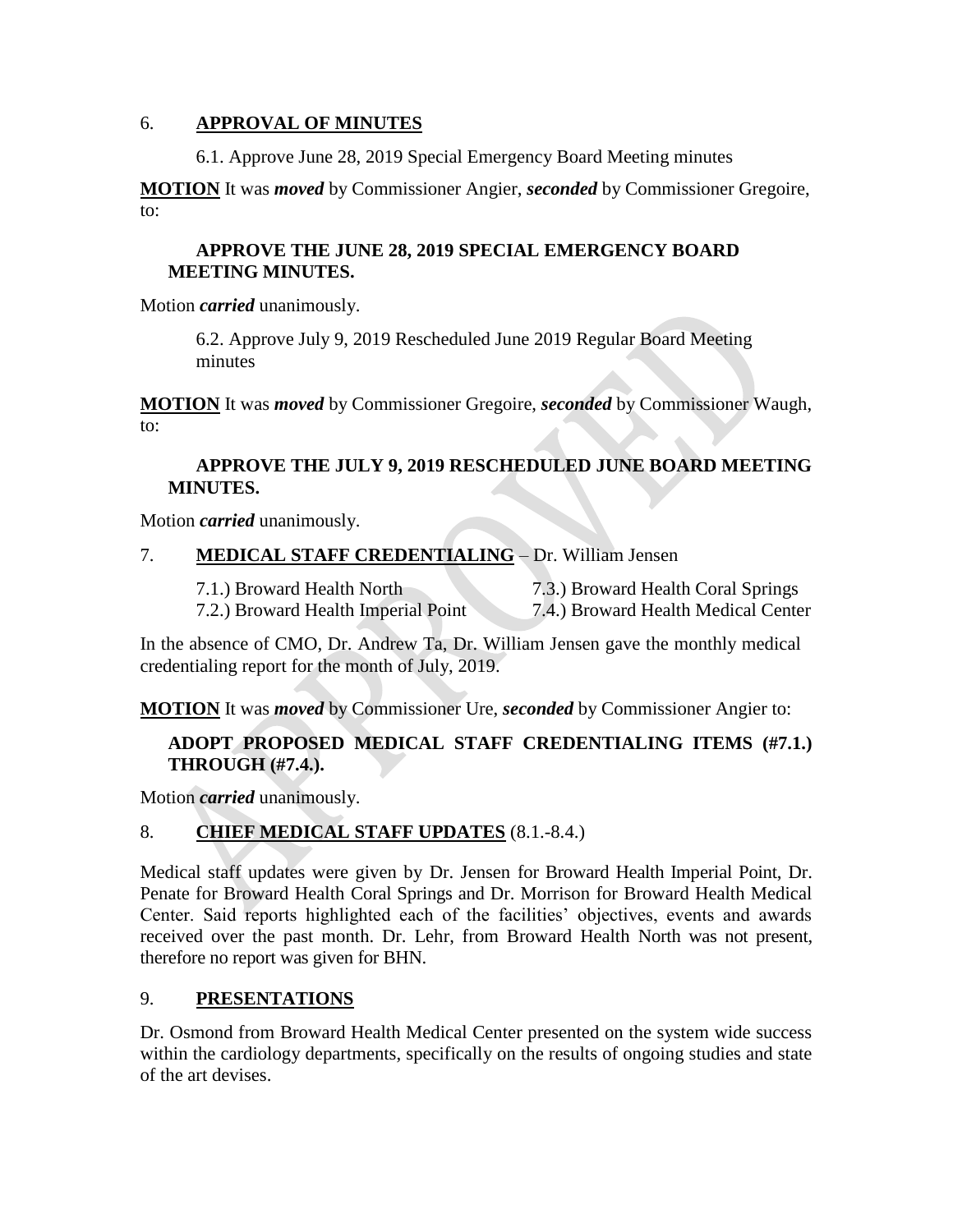## 6. APPROVAL OF MINUTES

6.1. Approve June 28, 2019 Special Emergency Board Meeting minutes

**MOTION** It was ***moved*** by Commissioner Angier, ***seconded*** by Commissioner Gregoire, to:

**APPROVE THE JUNE 28, 2019 SPECIAL EMERGENCY BOARD MEETING MINUTES.**

Motion ***carried*** unanimously.

6.2. Approve July 9, 2019 Rescheduled June 2019 Regular Board Meeting minutes

**MOTION** It was ***moved*** by Commissioner Gregoire, ***seconded*** by Commissioner Waugh, to:

**APPROVE THE JULY 9, 2019 RESCHEDULED JUNE BOARD MEETING MINUTES.**

Motion ***carried*** unanimously.

## 7. MEDICAL STAFF CREDENTIALING – Dr. William Jensen

7.1.) Broward Health North
7.2.) Broward Health Imperial Point
7.3.) Broward Health Coral Springs
7.4.) Broward Health Medical Center

In the absence of CMO, Dr. Andrew Ta, Dr. William Jensen gave the monthly medical credentialing report for the month of July, 2019.

**MOTION** It was ***moved*** by Commissioner Ure, ***seconded*** by Commissioner Angier to:

**ADOPT PROPOSED MEDICAL STAFF CREDENTIALING ITEMS (#7.1.) THROUGH (#7.4.).**

Motion ***carried*** unanimously.

## 8. CHIEF MEDICAL STAFF UPDATES (8.1.-8.4.)

Medical staff updates were given by Dr. Jensen for Broward Health Imperial Point, Dr. Penate for Broward Health Coral Springs and Dr. Morrison for Broward Health Medical Center. Said reports highlighted each of the facilities' objectives, events and awards received over the past month. Dr. Lehr, from Broward Health North was not present, therefore no report was given for BHN.

## 9. PRESENTATIONS

Dr. Osmond from Broward Health Medical Center presented on the system wide success within the cardiology departments, specifically on the results of ongoing studies and state of the art devises.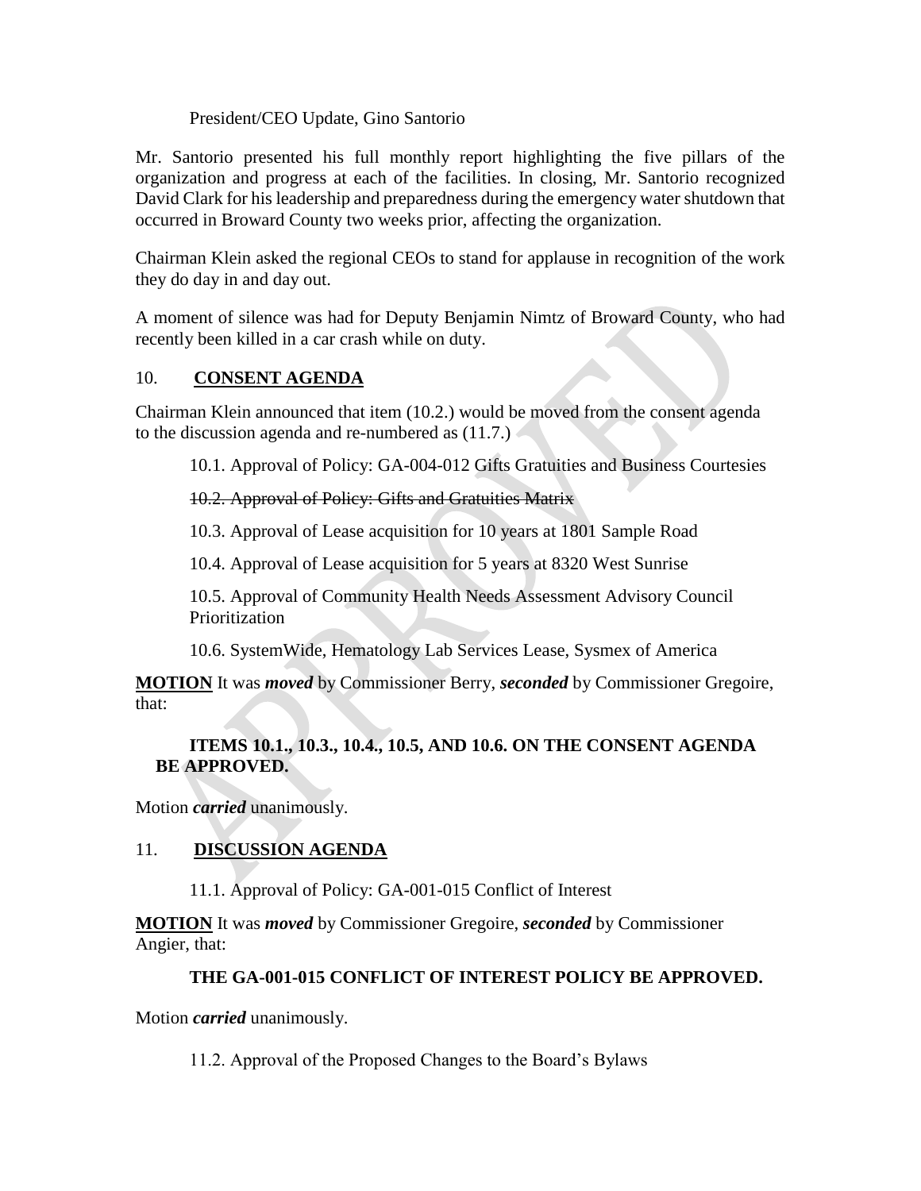President/CEO Update, Gino Santorio

Mr. Santorio presented his full monthly report highlighting the five pillars of the organization and progress at each of the facilities. In closing, Mr. Santorio recognized David Clark for his leadership and preparedness during the emergency water shutdown that occurred in Broward County two weeks prior, affecting the organization.

Chairman Klein asked the regional CEOs to stand for applause in recognition of the work they do day in and day out.

A moment of silence was had for Deputy Benjamin Nimtz of Broward County, who had recently been killed in a car crash while on duty.

## 10. **CONSENT AGENDA**

Chairman Klein announced that item (10.2.) would be moved from the consent agenda to the discussion agenda and re-numbered as (11.7.)

10.1. Approval of Policy: GA-004-012 Gifts Gratuities and Business Courtesies

~~10.2. Approval of Policy: Gifts and Gratuities Matrix~~

10.3. Approval of Lease acquisition for 10 years at 1801 Sample Road

10.4. Approval of Lease acquisition for 5 years at 8320 West Sunrise

10.5. Approval of Community Health Needs Assessment Advisory Council Prioritization

10.6. SystemWide, Hematology Lab Services Lease, Sysmex of America

**MOTION** It was ***moved*** by Commissioner Berry, ***seconded*** by Commissioner Gregoire, that:

**ITEMS 10.1., 10.3., 10.4., 10.5, AND 10.6. ON THE CONSENT AGENDA BE APPROVED.**

Motion ***carried*** unanimously.

## 11. **DISCUSSION AGENDA**

11.1. Approval of Policy: GA-001-015 Conflict of Interest

**MOTION** It was ***moved*** by Commissioner Gregoire, ***seconded*** by Commissioner Angier, that:

**THE GA-001-015 CONFLICT OF INTEREST POLICY BE APPROVED.**

Motion ***carried*** unanimously.

11.2. Approval of the Proposed Changes to the Board's Bylaws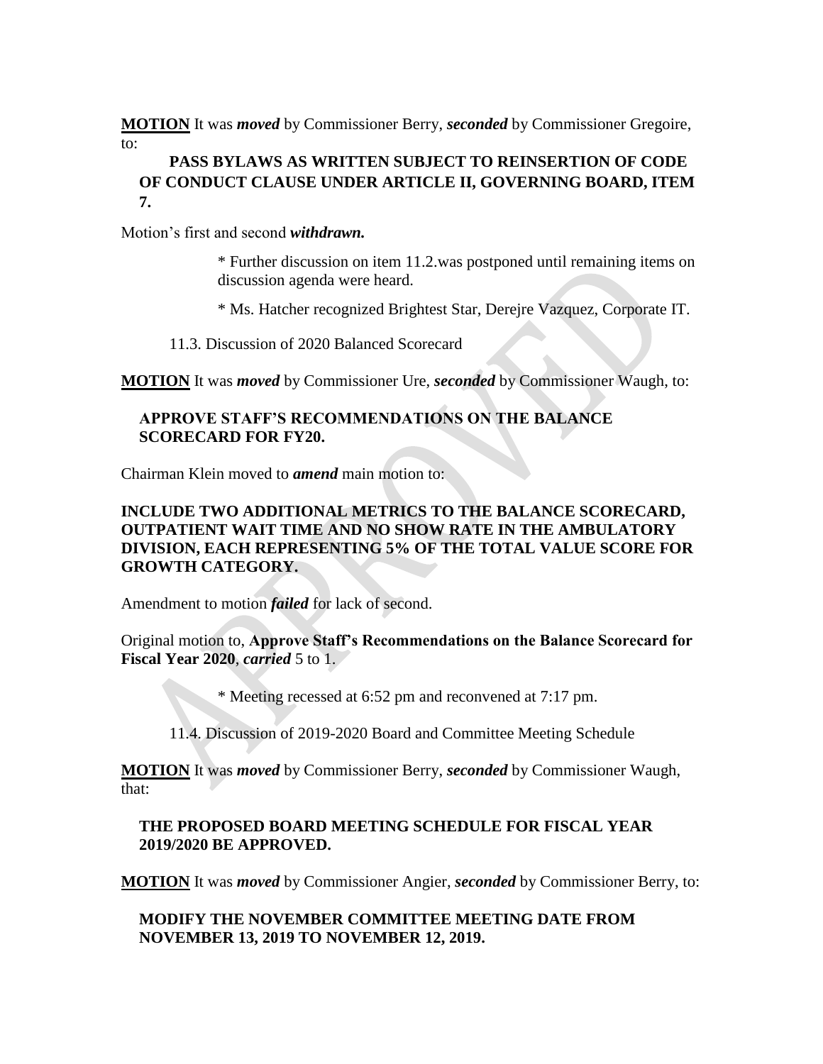**MOTION** It was ***moved*** by Commissioner Berry, ***seconded*** by Commissioner Gregoire, to:

**PASS BYLAWS AS WRITTEN SUBJECT TO REINSERTION OF CODE OF CONDUCT CLAUSE UNDER ARTICLE II, GOVERNING BOARD, ITEM 7.**

Motion's first and second ***withdrawn.***

> * Further discussion on item 11.2.was postponed until remaining items on discussion agenda were heard.
>
> * Ms. Hatcher recognized Brightest Star, Derejre Vazquez, Corporate IT.

11.3. Discussion of 2020 Balanced Scorecard

**MOTION** It was ***moved*** by Commissioner Ure, ***seconded*** by Commissioner Waugh, to:

**APPROVE STAFF'S RECOMMENDATIONS ON THE BALANCE SCORECARD FOR FY20.**

Chairman Klein moved to ***amend*** main motion to:

**INCLUDE TWO ADDITIONAL METRICS TO THE BALANCE SCORECARD, OUTPATIENT WAIT TIME AND NO SHOW RATE IN THE AMBULATORY DIVISION, EACH REPRESENTING 5% OF THE TOTAL VALUE SCORE FOR GROWTH CATEGORY.**

Amendment to motion ***failed*** for lack of second.

Original motion to, **Approve Staff's Recommendations on the Balance Scorecard for Fiscal Year 2020**, ***carried*** 5 to 1.

> * Meeting recessed at 6:52 pm and reconvened at 7:17 pm.

11.4. Discussion of 2019-2020 Board and Committee Meeting Schedule

**MOTION** It was ***moved*** by Commissioner Berry, ***seconded*** by Commissioner Waugh, that:

**THE PROPOSED BOARD MEETING SCHEDULE FOR FISCAL YEAR 2019/2020 BE APPROVED.**

**MOTION** It was ***moved*** by Commissioner Angier, ***seconded*** by Commissioner Berry, to:

**MODIFY THE NOVEMBER COMMITTEE MEETING DATE FROM NOVEMBER 13, 2019 TO NOVEMBER 12, 2019.**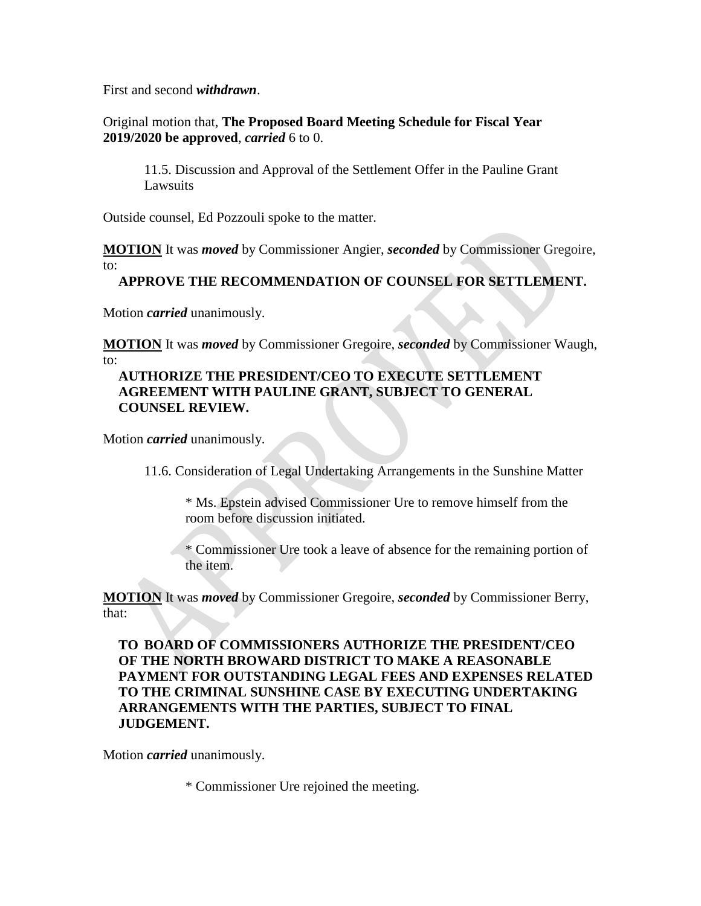First and second ***withdrawn***.

Original motion that, **The Proposed Board Meeting Schedule for Fiscal Year 2019/2020 be approved**, ***carried*** 6 to 0.

11.5. Discussion and Approval of the Settlement Offer in the Pauline Grant Lawsuits

Outside counsel, Ed Pozzouli spoke to the matter.

**MOTION** It was ***moved*** by Commissioner Angier, ***seconded*** by Commissioner Gregoire, to:

**APPROVE THE RECOMMENDATION OF COUNSEL FOR SETTLEMENT.**

Motion ***carried*** unanimously.

**MOTION** It was ***moved*** by Commissioner Gregoire, ***seconded*** by Commissioner Waugh, to:

**AUTHORIZE THE PRESIDENT/CEO TO EXECUTE SETTLEMENT AGREEMENT WITH PAULINE GRANT, SUBJECT TO GENERAL COUNSEL REVIEW.**

Motion ***carried*** unanimously.

11.6. Consideration of Legal Undertaking Arrangements in the Sunshine Matter

* Ms. Epstein advised Commissioner Ure to remove himself from the room before discussion initiated.

* Commissioner Ure took a leave of absence for the remaining portion of the item.

**MOTION** It was ***moved*** by Commissioner Gregoire, ***seconded*** by Commissioner Berry, that:

**TO BOARD OF COMMISSIONERS AUTHORIZE THE PRESIDENT/CEO OF THE NORTH BROWARD DISTRICT TO MAKE A REASONABLE PAYMENT FOR OUTSTANDING LEGAL FEES AND EXPENSES RELATED TO THE CRIMINAL SUNSHINE CASE BY EXECUTING UNDERTAKING ARRANGEMENTS WITH THE PARTIES, SUBJECT TO FINAL JUDGEMENT.**

Motion ***carried*** unanimously.

* Commissioner Ure rejoined the meeting.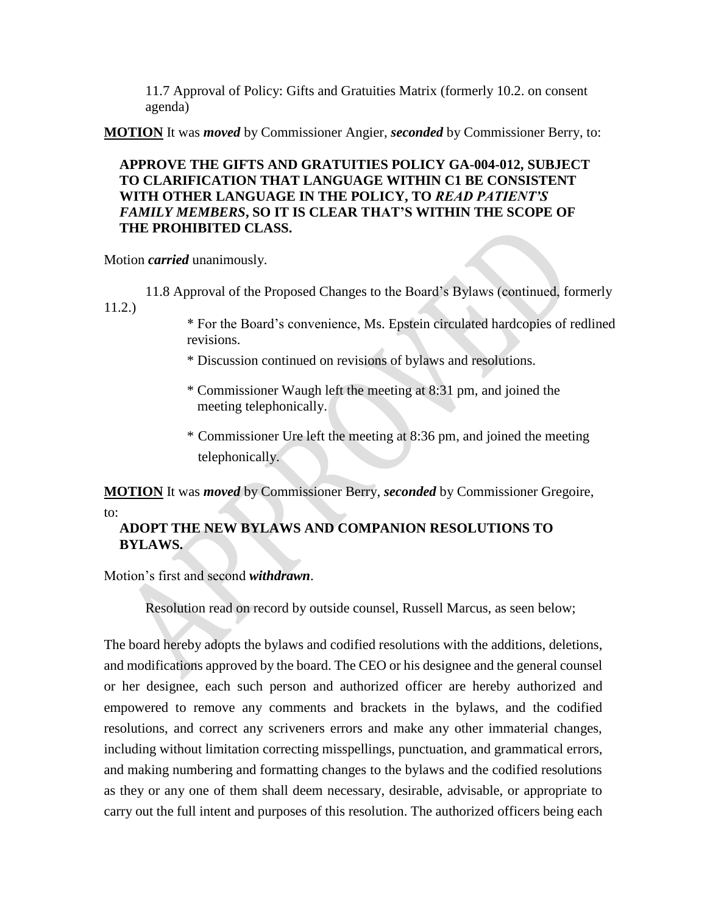11.7 Approval of Policy: Gifts and Gratuities Matrix (formerly 10.2. on consent agenda)

**MOTION** It was ***moved*** by Commissioner Angier, ***seconded*** by Commissioner Berry, to:

**APPROVE THE GIFTS AND GRATUITIES POLICY GA-004-012, SUBJECT TO CLARIFICATION THAT LANGUAGE WITHIN C1 BE CONSISTENT WITH OTHER LANGUAGE IN THE POLICY, TO *READ PATIENT'S FAMILY MEMBERS*, SO IT IS CLEAR THAT'S WITHIN THE SCOPE OF THE PROHIBITED CLASS.**

Motion ***carried*** unanimously.

11.8 Approval of the Proposed Changes to the Board's Bylaws (continued, formerly 11.2.)

* For the Board's convenience, Ms. Epstein circulated hardcopies of redlined revisions.
* Discussion continued on revisions of bylaws and resolutions.
* Commissioner Waugh left the meeting at 8:31 pm, and joined the meeting telephonically.
* Commissioner Ure left the meeting at 8:36 pm, and joined the meeting telephonically.

**MOTION** It was ***moved*** by Commissioner Berry, ***seconded*** by Commissioner Gregoire, to:

**ADOPT THE NEW BYLAWS AND COMPANION RESOLUTIONS TO BYLAWS.**

Motion's first and second ***withdrawn***.

Resolution read on record by outside counsel, Russell Marcus, as seen below;

The board hereby adopts the bylaws and codified resolutions with the additions, deletions, and modifications approved by the board. The CEO or his designee and the general counsel or her designee, each such person and authorized officer are hereby authorized and empowered to remove any comments and brackets in the bylaws, and the codified resolutions, and correct any scriveners errors and make any other immaterial changes, including without limitation correcting misspellings, punctuation, and grammatical errors, and making numbering and formatting changes to the bylaws and the codified resolutions as they or any one of them shall deem necessary, desirable, advisable, or appropriate to carry out the full intent and purposes of this resolution. The authorized officers being each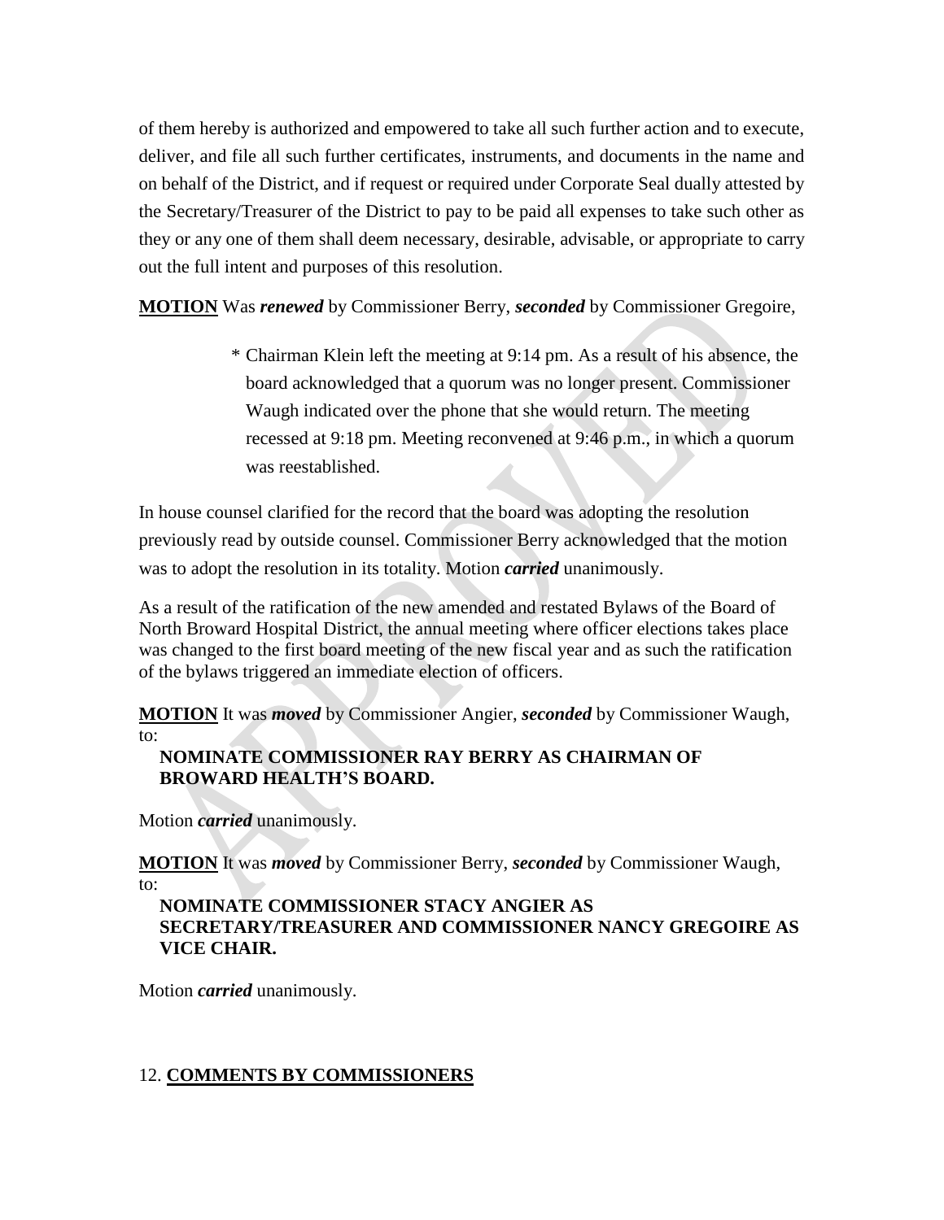of them hereby is authorized and empowered to take all such further action and to execute, deliver, and file all such further certificates, instruments, and documents in the name and on behalf of the District, and if request or required under Corporate Seal dually attested by the Secretary/Treasurer of the District to pay to be paid all expenses to take such other as they or any one of them shall deem necessary, desirable, advisable, or appropriate to carry out the full intent and purposes of this resolution.

**MOTION** Was ***renewed*** by Commissioner Berry, ***seconded*** by Commissioner Gregoire,

> * Chairman Klein left the meeting at 9:14 pm. As a result of his absence, the board acknowledged that a quorum was no longer present. Commissioner Waugh indicated over the phone that she would return. The meeting recessed at 9:18 pm. Meeting reconvened at 9:46 p.m., in which a quorum was reestablished.

In house counsel clarified for the record that the board was adopting the resolution previously read by outside counsel. Commissioner Berry acknowledged that the motion was to adopt the resolution in its totality. Motion ***carried*** unanimously.

As a result of the ratification of the new amended and restated Bylaws of the Board of North Broward Hospital District, the annual meeting where officer elections takes place was changed to the first board meeting of the new fiscal year and as such the ratification of the bylaws triggered an immediate election of officers.

**MOTION** It was ***moved*** by Commissioner Angier, ***seconded*** by Commissioner Waugh, to:

**NOMINATE COMMISSIONER RAY BERRY AS CHAIRMAN OF BROWARD HEALTH'S BOARD.**

Motion ***carried*** unanimously.

**MOTION** It was ***moved*** by Commissioner Berry, ***seconded*** by Commissioner Waugh, to:

**NOMINATE COMMISSIONER STACY ANGIER AS SECRETARY/TREASURER AND COMMISSIONER NANCY GREGOIRE AS VICE CHAIR.**

Motion ***carried*** unanimously.

12. **COMMENTS BY COMMISSIONERS**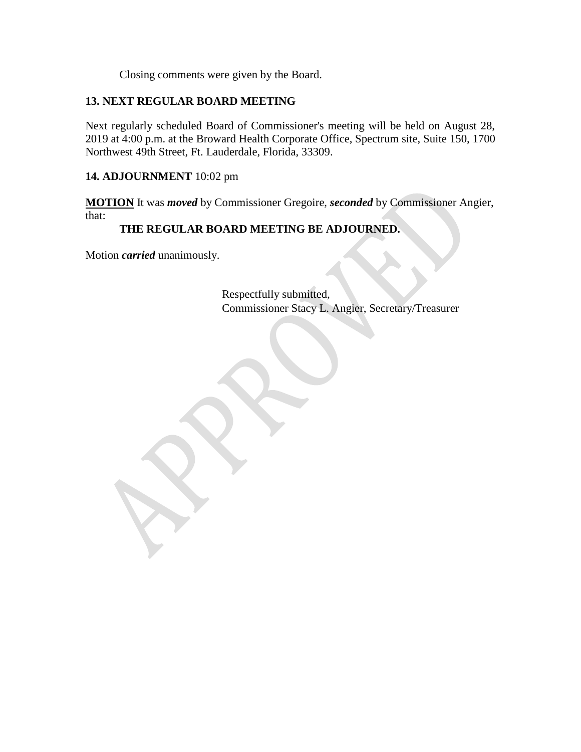Closing comments were given by the Board.

**13. NEXT REGULAR BOARD MEETING**

Next regularly scheduled Board of Commissioner's meeting will be held on August 28, 2019 at 4:00 p.m. at the Broward Health Corporate Office, Spectrum site, Suite 150, 1700 Northwest 49th Street, Ft. Lauderdale, Florida, 33309.

**14. ADJOURNMENT** 10:02 pm

**MOTION** It was ***moved*** by Commissioner Gregoire, ***seconded*** by Commissioner Angier, that:

**THE REGULAR BOARD MEETING BE ADJOURNED.**

Motion ***carried*** unanimously.

Respectfully submitted,
Commissioner Stacy L. Angier, Secretary/Treasurer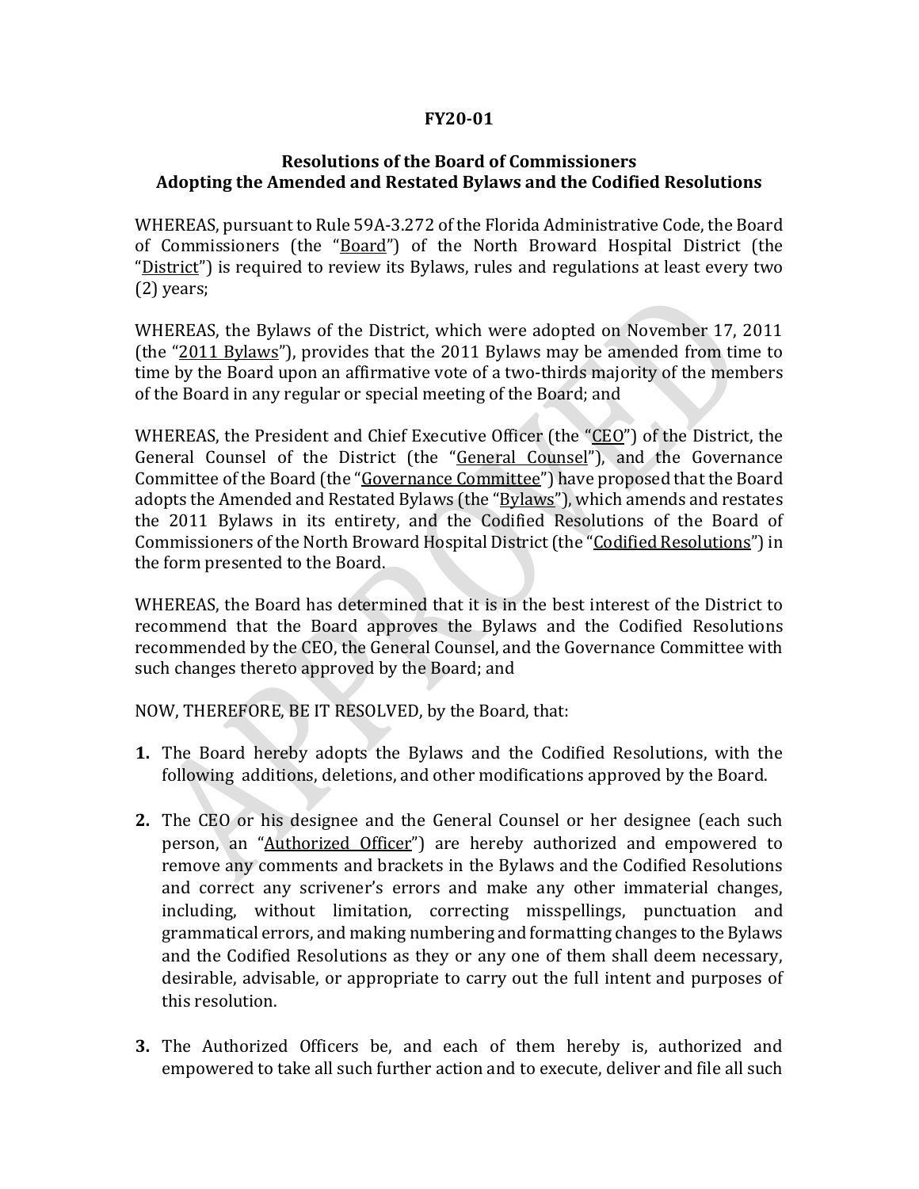**FY20-01**

**Resolutions of the Board of Commissioners**
**Adopting the Amended and Restated Bylaws and the Codified Resolutions**

WHEREAS, pursuant to Rule 59A-3.272 of the Florida Administrative Code, the Board of Commissioners (the "Board") of the North Broward Hospital District (the "District") is required to review its Bylaws, rules and regulations at least every two (2) years;

WHEREAS, the Bylaws of the District, which were adopted on November 17, 2011 (the "2011 Bylaws"), provides that the 2011 Bylaws may be amended from time to time by the Board upon an affirmative vote of a two-thirds majority of the members of the Board in any regular or special meeting of the Board; and

WHEREAS, the President and Chief Executive Officer (the "CEO") of the District, the General Counsel of the District (the "General Counsel"), and the Governance Committee of the Board (the "Governance Committee") have proposed that the Board adopts the Amended and Restated Bylaws (the "Bylaws"), which amends and restates the 2011 Bylaws in its entirety, and the Codified Resolutions of the Board of Commissioners of the North Broward Hospital District (the "Codified Resolutions") in the form presented to the Board.

WHEREAS, the Board has determined that it is in the best interest of the District to recommend that the Board approves the Bylaws and the Codified Resolutions recommended by the CEO, the General Counsel, and the Governance Committee with such changes thereto approved by the Board; and

NOW, THEREFORE, BE IT RESOLVED, by the Board, that:

**1.** The Board hereby adopts the Bylaws and the Codified Resolutions, with the following additions, deletions, and other modifications approved by the Board.

**2.** The CEO or his designee and the General Counsel or her designee (each such person, an "Authorized Officer") are hereby authorized and empowered to remove any comments and brackets in the Bylaws and the Codified Resolutions and correct any scrivener's errors and make any other immaterial changes, including, without limitation, correcting misspellings, punctuation and grammatical errors, and making numbering and formatting changes to the Bylaws and the Codified Resolutions as they or any one of them shall deem necessary, desirable, advisable, or appropriate to carry out the full intent and purposes of this resolution.

**3.** The Authorized Officers be, and each of them hereby is, authorized and empowered to take all such further action and to execute, deliver and file all such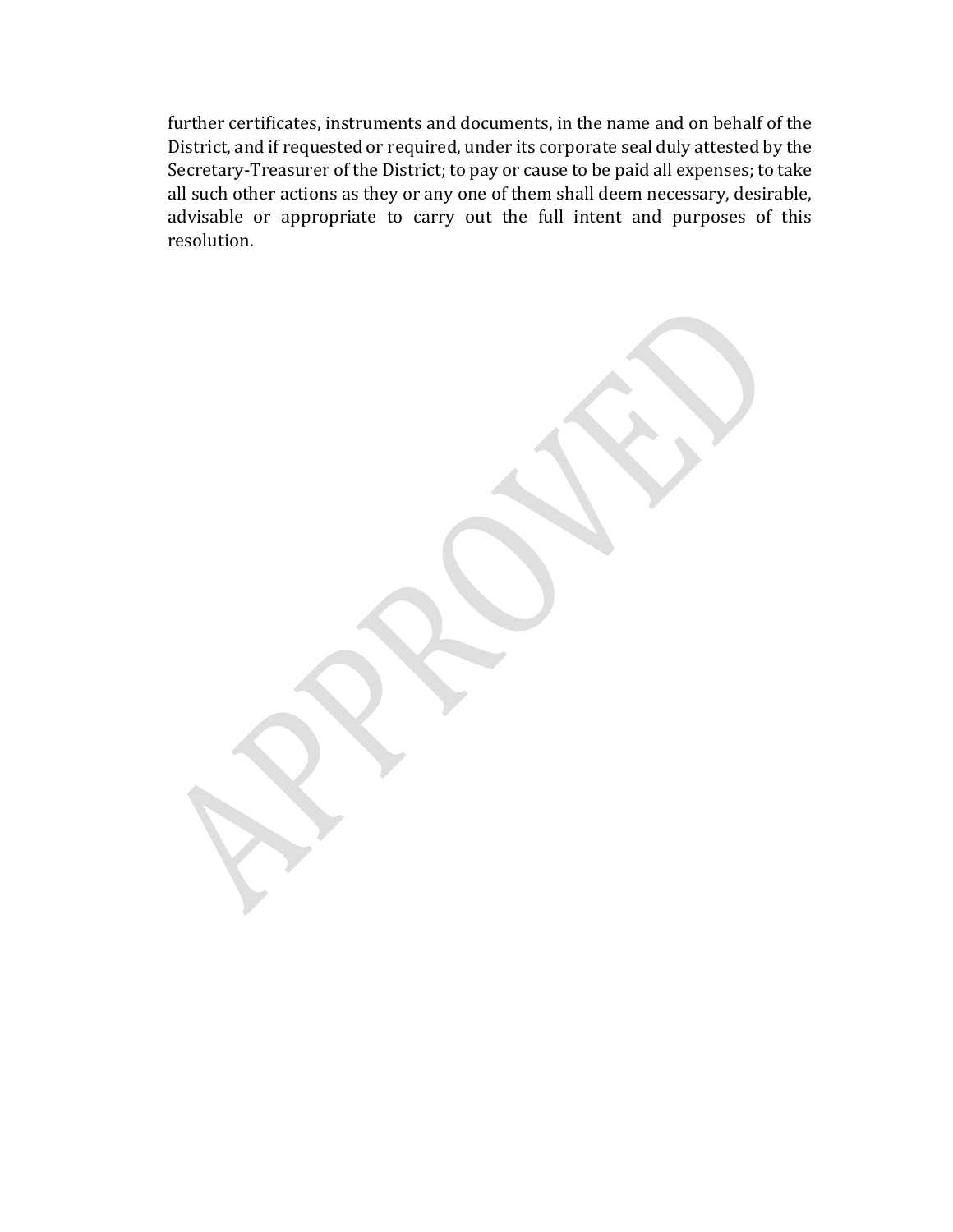further certificates, instruments and documents, in the name and on behalf of the District, and if requested or required, under its corporate seal duly attested by the Secretary-Treasurer of the District; to pay or cause to be paid all expenses; to take all such other actions as they or any one of them shall deem necessary, desirable, advisable or appropriate to carry out the full intent and purposes of this resolution.